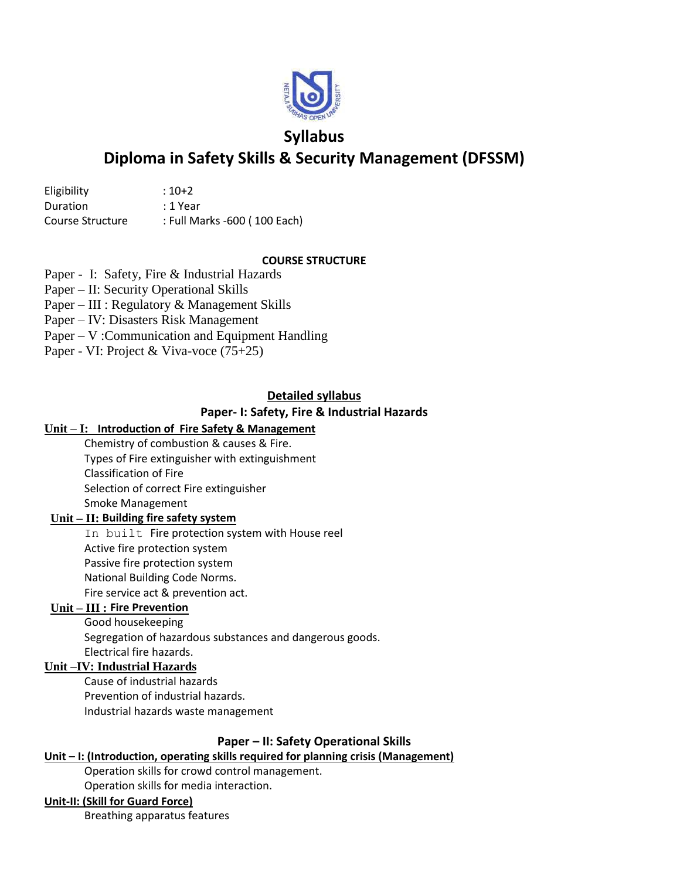# Syllabus

# Diploma in Safety Skills & Security Management (DFSSM)

Eligibility : 10+2
Duration : 1 Year
Course Structure : Full Marks -600 ( 100 Each)

**COURSE STRUCTURE**

Paper - I: Safety, Fire & Industrial Hazards
Paper – II: Security Operational Skills
Paper – III : Regulatory & Management Skills
Paper – IV: Disasters Risk Management
Paper – V :Communication and Equipment Handling
Paper - VI: Project & Viva-voce (75+25)

## Detailed syllabus

### Paper- I: Safety, Fire & Industrial Hazards

**Unit – I: Introduction of Fire Safety & Management**

- Chemistry of combustion & causes & Fire.
- Types of Fire extinguisher with extinguishment
- Classification of Fire
- Selection of correct Fire extinguisher
- Smoke Management

**Unit – II: Building fire safety system**

- In built Fire protection system with House reel
- Active fire protection system
- Passive fire protection system
- National Building Code Norms.
- Fire service act & prevention act.

**Unit – III : Fire Prevention**

- Good housekeeping
- Segregation of hazardous substances and dangerous goods.
- Electrical fire hazards.

**Unit –IV: Industrial Hazards**

- Cause of industrial hazards
- Prevention of industrial hazards.
- Industrial hazards waste management

### Paper – II: Safety Operational Skills

**Unit – I: (Introduction, operating skills required for planning crisis (Management)**

- Operation skills for crowd control management.
- Operation skills for media interaction.

**Unit-II: (Skill for Guard Force)**

- Breathing apparatus features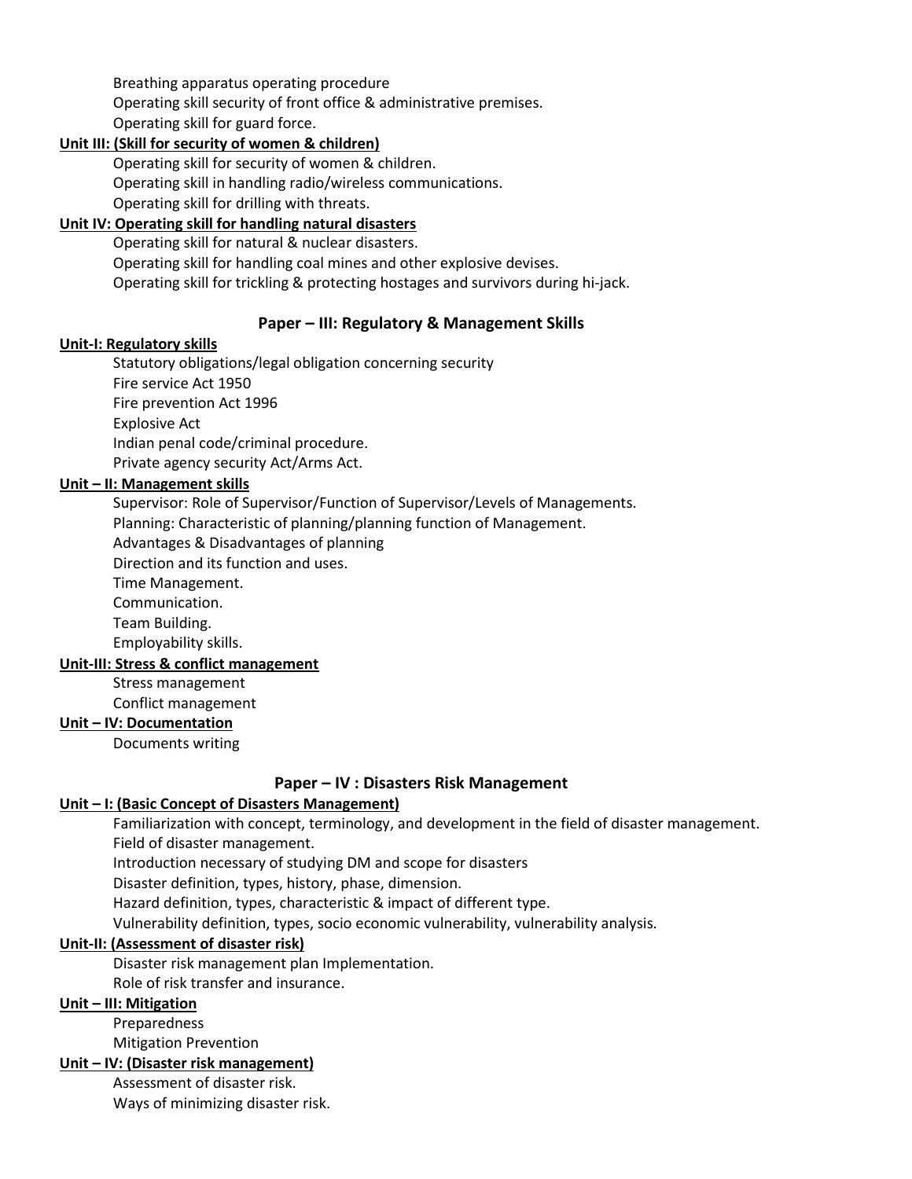Breathing apparatus operating procedure
Operating skill security of front office & administrative premises.
Operating skill for guard force.

**Unit III: (Skill for security of women & children)**

Operating skill for security of women & children.
Operating skill in handling radio/wireless communications.
Operating skill for drilling with threats.

**Unit IV: Operating skill for handling natural disasters**

Operating skill for natural & nuclear disasters.
Operating skill for handling coal mines and other explosive devises.
Operating skill for trickling & protecting hostages and survivors during hi-jack.

## Paper – III: Regulatory & Management Skills

**Unit-I: Regulatory skills**

Statutory obligations/legal obligation concerning security
Fire service Act 1950
Fire prevention Act 1996
Explosive Act
Indian penal code/criminal procedure.
Private agency security Act/Arms Act.

**Unit – II: Management skills**

Supervisor: Role of Supervisor/Function of Supervisor/Levels of Managements.
Planning: Characteristic of planning/planning function of Management.
Advantages & Disadvantages of planning
Direction and its function and uses.
Time Management.
Communication.
Team Building.
Employability skills.

**Unit-III: Stress & conflict management**

Stress management
Conflict management

**Unit – IV: Documentation**

Documents writing

## Paper – IV : Disasters Risk Management

**Unit – I: (Basic Concept of Disasters Management)**

Familiarization with concept, terminology, and development in the field of disaster management.
Field of disaster management.
Introduction necessary of studying DM and scope for disasters
Disaster definition, types, history, phase, dimension.
Hazard definition, types, characteristic & impact of different type.
Vulnerability definition, types, socio economic vulnerability, vulnerability analysis.

**Unit-II: (Assessment of disaster risk)**

Disaster risk management plan Implementation.
Role of risk transfer and insurance.

**Unit – III: Mitigation**

Preparedness
Mitigation Prevention

**Unit – IV: (Disaster risk management)**

Assessment of disaster risk.
Ways of minimizing disaster risk.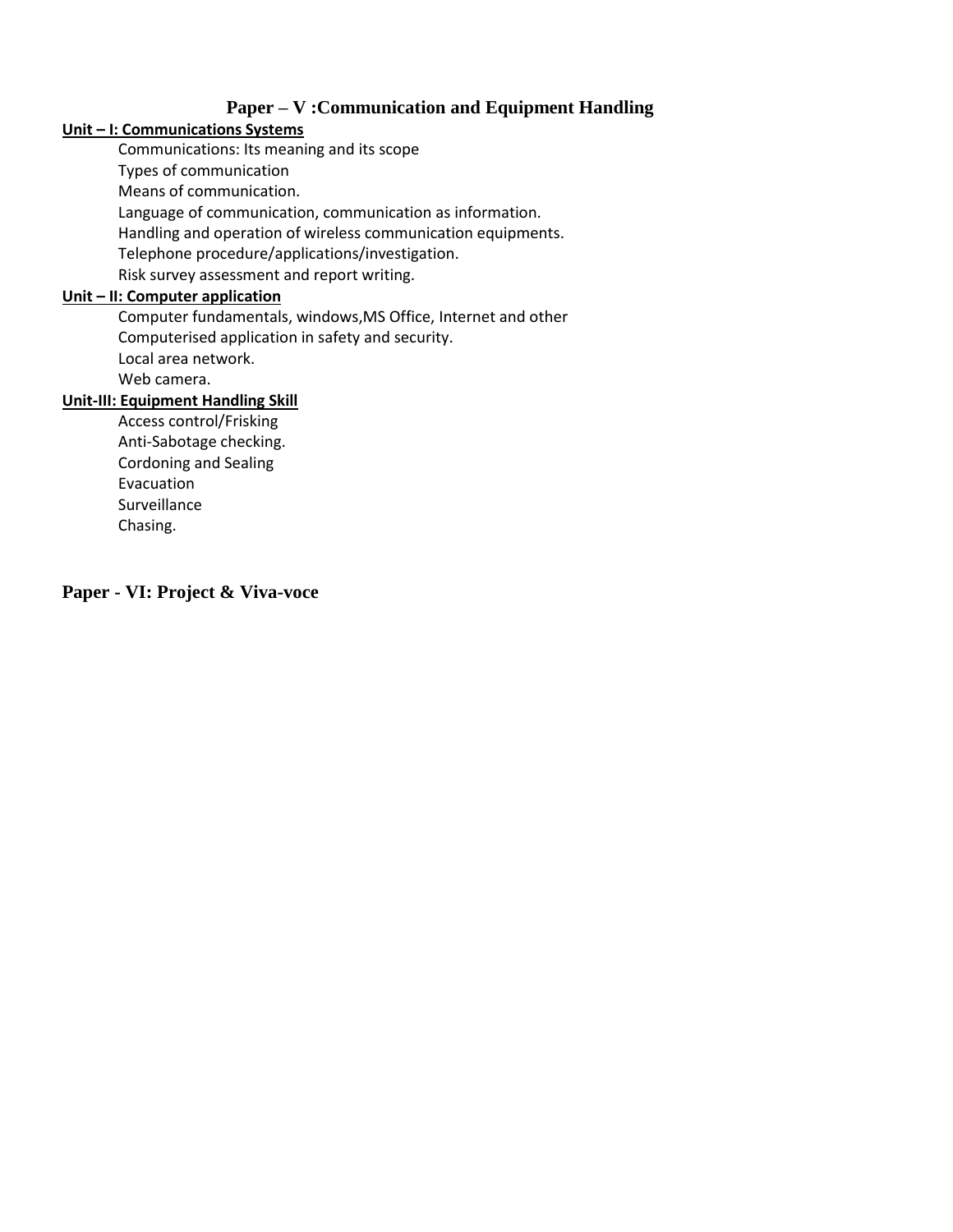## Paper – V :Communication and Equipment Handling

**Unit – I: Communications Systems**

- Communications: Its meaning and its scope
- Types of communication
- Means of communication.
- Language of communication, communication as information.
- Handling and operation of wireless communication equipments.
- Telephone procedure/applications/investigation.
- Risk survey assessment and report writing.

**Unit – II: Computer application**

- Computer fundamentals, windows,MS Office, Internet and other
- Computerised application in safety and security.
- Local area network.
- Web camera.

**Unit-III: Equipment Handling Skill**

- Access control/Frisking
- Anti-Sabotage checking.
- Cordoning and Sealing
- Evacuation
- Surveillance
- Chasing.

## Paper - VI: Project & Viva-voce